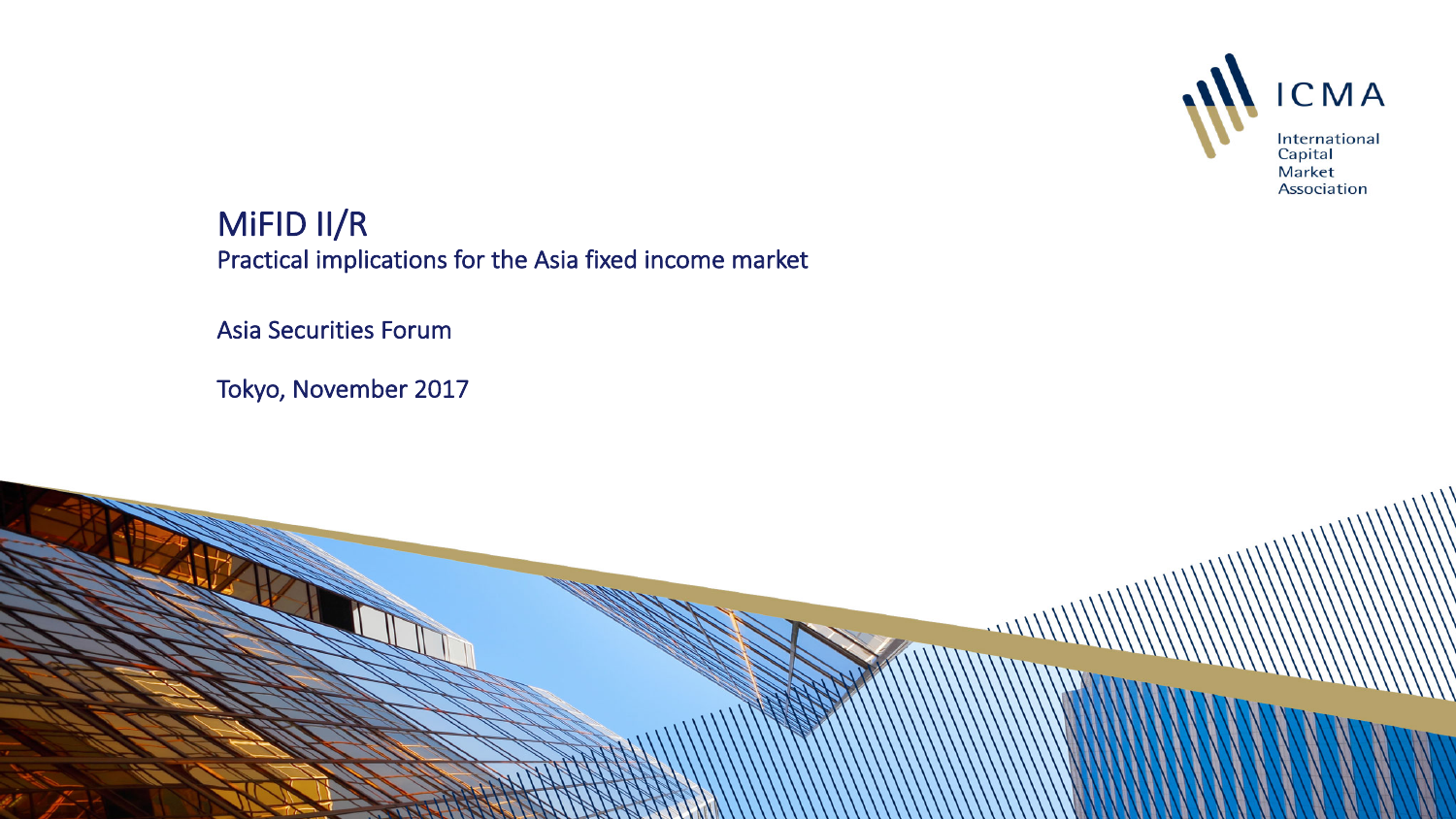ICMA

International Capital Market Association

# MiFID II/R

## Practical implications for the Asia fixed income market

Asia Securities Forum

Tokyo, November 2017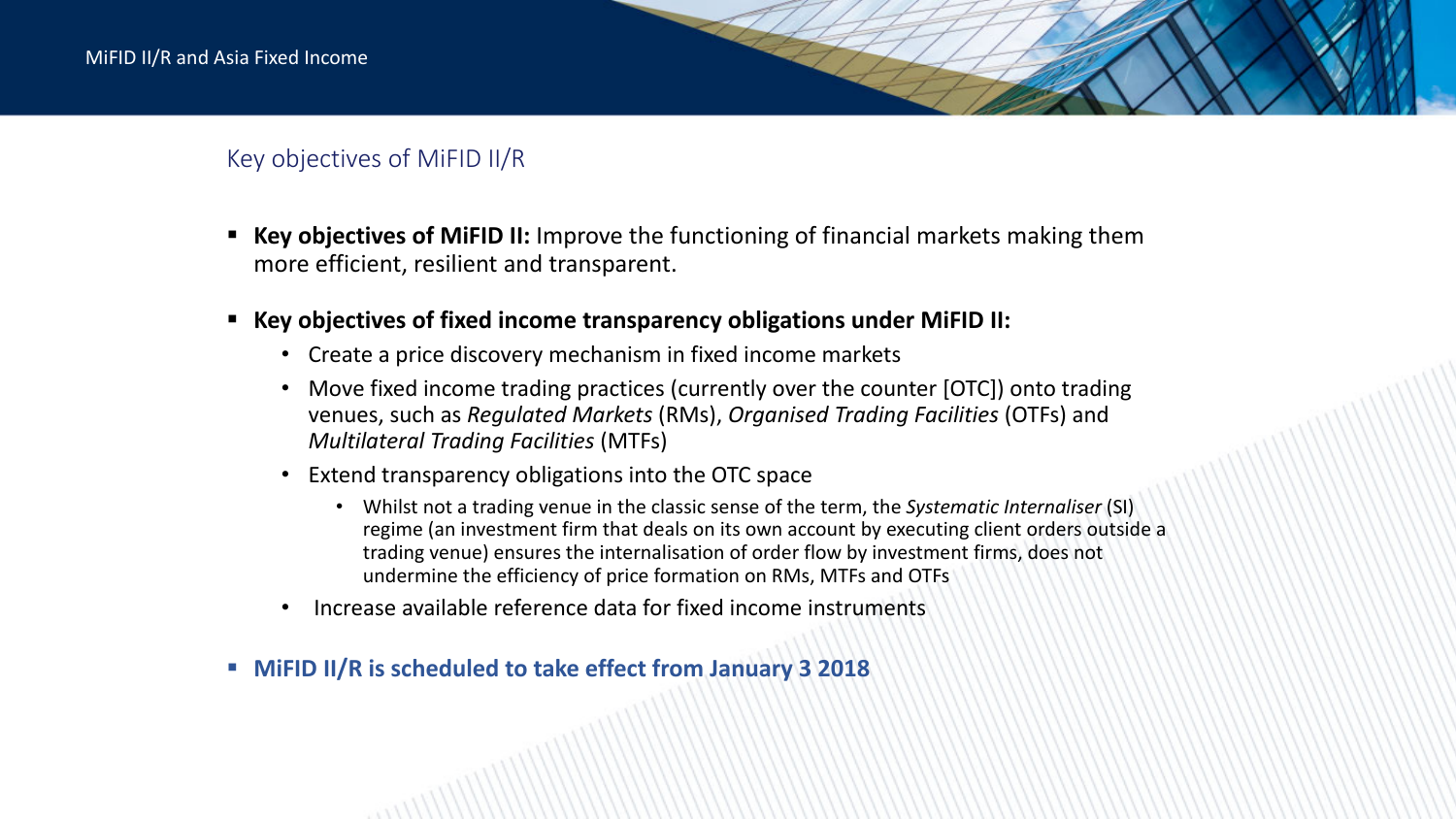## Key objectives of MiFID II/R

- **Key objectives of MiFID II:** Improve the functioning of financial markets making them more efficient, resilient and transparent.
- **Key objectives of fixed income transparency obligations under MiFID II:**
  - Create a price discovery mechanism in fixed income markets
  - Move fixed income trading practices (currently over the counter [OTC]) onto trading venues, such as *Regulated Markets* (RMs), *Organised Trading Facilities* (OTFs) and *Multilateral Trading Facilities* (MTFs)
  - Extend transparency obligations into the OTC space
    - Whilst not a trading venue in the classic sense of the term, the *Systematic Internaliser* (SI) regime (an investment firm that deals on its own account by executing client orders outside a trading venue) ensures the internalisation of order flow by investment firms, does not undermine the efficiency of price formation on RMs, MTFs and OTFs
  - Increase available reference data for fixed income instruments
- **MiFID II/R is scheduled to take effect from January 3 2018**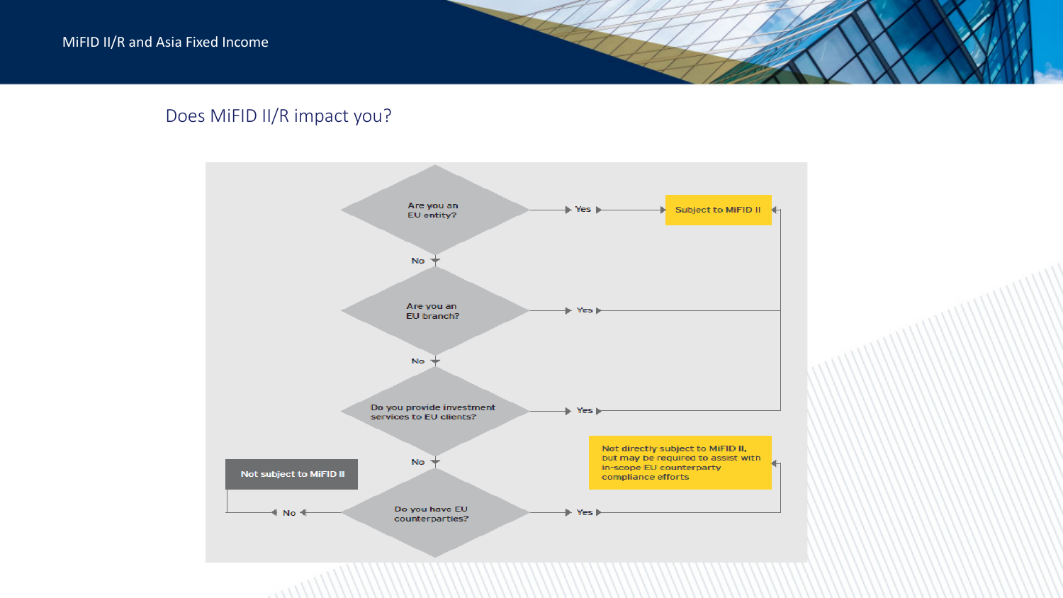## Does MiFID II/R impact you?

- **Are you an EU entity?**
  - Yes → Subject to MiFID II
  - No → **Are you an EU branch?**
    - Yes → Subject to MiFID II
    - No → **Do you provide investment services to EU clients?**
      - Yes → Subject to MiFID II
      - No → **Do you have EU counterparties?**
        - Yes → Not directly subject to MiFID II, but may be required to assist with in-scope EU counterparty compliance efforts
        - No → Not subject to MiFID II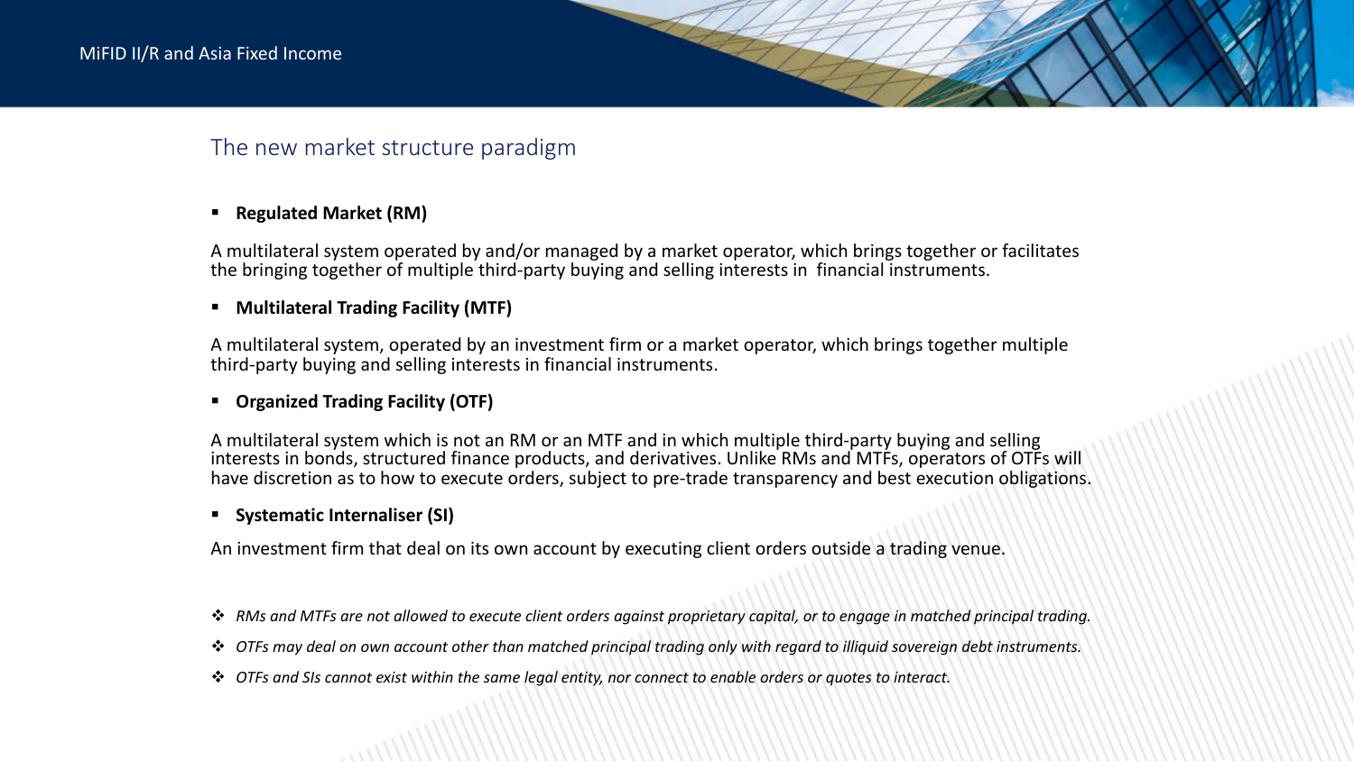## The new market structure paradigm

- **Regulated Market (RM)**

A multilateral system operated by and/or managed by a market operator, which brings together or facilitates the bringing together of multiple third-party buying and selling interests in financial instruments.

- **Multilateral Trading Facility (MTF)**

A multilateral system, operated by an investment firm or a market operator, which brings together multiple third-party buying and selling interests in financial instruments.

- **Organized Trading Facility (OTF)**

A multilateral system which is not an RM or an MTF and in which multiple third-party buying and selling interests in bonds, structured finance products, and derivatives. Unlike RMs and MTFs, operators of OTFs will have discretion as to how to execute orders, subject to pre-trade transparency and best execution obligations.

- **Systematic Internaliser (SI)**

An investment firm that deal on its own account by executing client orders outside a trading venue.

- ❖ *RMs and MTFs are not allowed to execute client orders against proprietary capital, or to engage in matched principal trading.*
- ❖ *OTFs may deal on own account other than matched principal trading only with regard to illiquid sovereign debt instruments.*
- ❖ *OTFs and SIs cannot exist within the same legal entity, nor connect to enable orders or quotes to interact.*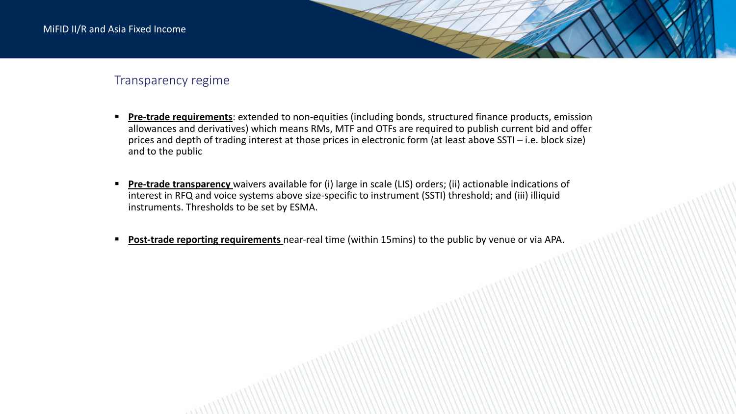## Transparency regime

- **Pre-trade requirements**: extended to non-equities (including bonds, structured finance products, emission allowances and derivatives) which means RMs, MTF and OTFs are required to publish current bid and offer prices and depth of trading interest at those prices in electronic form (at least above SSTI – i.e. block size) and to the public

- **Pre-trade transparency** waivers available for (i) large in scale (LIS) orders; (ii) actionable indications of interest in RFQ and voice systems above size-specific to instrument (SSTI) threshold; and (iii) illiquid instruments. Thresholds to be set by ESMA.

- **Post-trade reporting requirements** near-real time (within 15mins) to the public by venue or via APA.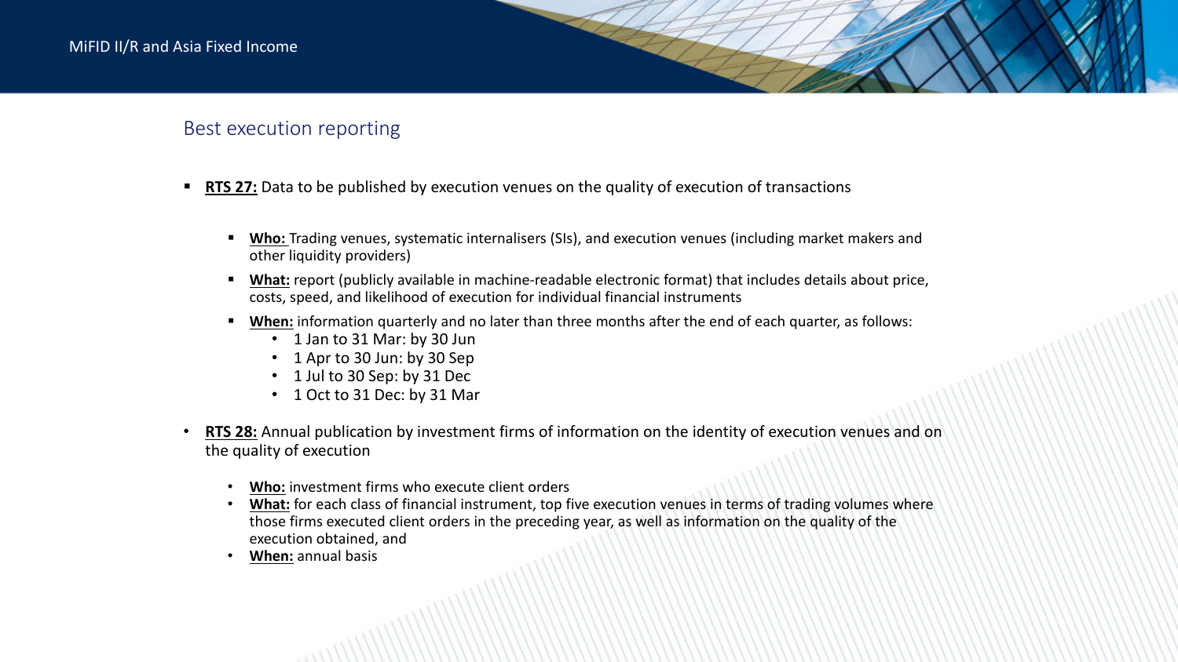## Best execution reporting

- **RTS 27:** Data to be published by execution venues on the quality of execution of transactions
  - **Who:** Trading venues, systematic internalisers (SIs), and execution venues (including market makers and other liquidity providers)
  - **What:** report (publicly available in machine-readable electronic format) that includes details about price, costs, speed, and likelihood of execution for individual financial instruments
  - **When:** information quarterly and no later than three months after the end of each quarter, as follows:
    - 1 Jan to 31 Mar: by 30 Jun
    - 1 Apr to 30 Jun: by 30 Sep
    - 1 Jul to 30 Sep: by 31 Dec
    - 1 Oct to 31 Dec: by 31 Mar
- **RTS 28:** Annual publication by investment firms of information on the identity of execution venues and on the quality of execution
  - **Who:** investment firms who execute client orders
  - **What:** for each class of financial instrument, top five execution venues in terms of trading volumes where those firms executed client orders in the preceding year, as well as information on the quality of the execution obtained, and
  - **When:** annual basis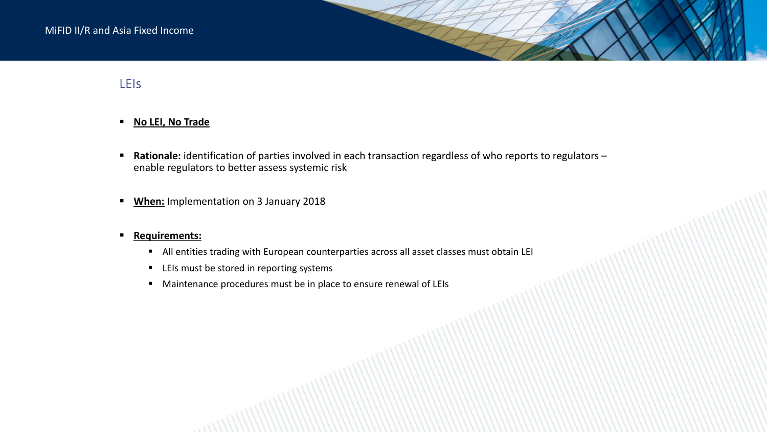## LEIs

- <u>**No LEI, No Trade**</u>
- <u>**Rationale:**</u> identification of parties involved in each transaction regardless of who reports to regulators – enable regulators to better assess systemic risk
- <u>**When:**</u> Implementation on 3 January 2018
- <u>**Requirements:**</u>
  - All entities trading with European counterparties across all asset classes must obtain LEI
  - LEIs must be stored in reporting systems
  - Maintenance procedures must be in place to ensure renewal of LEIs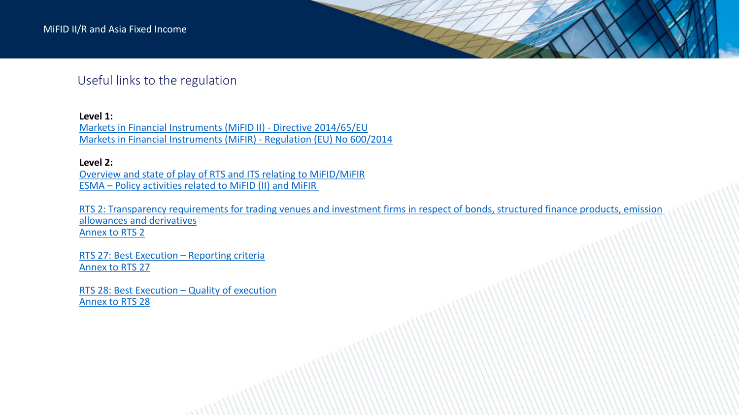# Useful links to the regulation

**Level 1:**

Markets in Financial Instruments (MiFID II) - Directive 2014/65/EU
Markets in Financial Instruments (MiFIR) - Regulation (EU) No 600/2014

**Level 2:**

Overview and state of play of RTS and ITS relating to MiFID/MiFIR
ESMA – Policy activities related to MiFID (II) and MiFIR

RTS 2: Transparency requirements for trading venues and investment firms in respect of bonds, structured finance products, emission allowances and derivatives
Annex to RTS 2

RTS 27: Best Execution – Reporting criteria
Annex to RTS 27

RTS 28: Best Execution – Quality of execution
Annex to RTS 28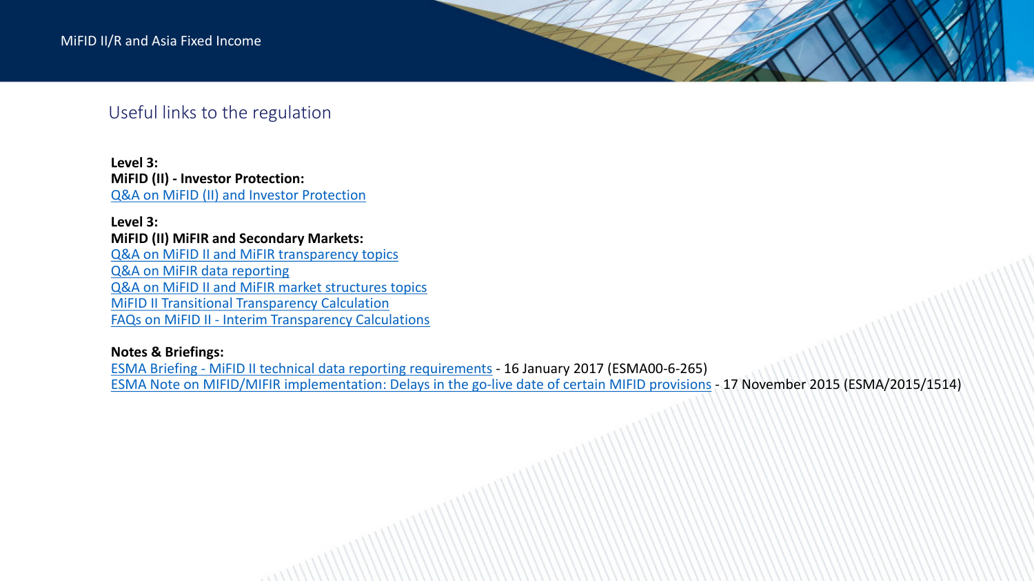## Useful links to the regulation

**Level 3:**
**MiFID (II) - Investor Protection:**
Q&A on MiFID (II) and Investor Protection

**Level 3:**
**MiFID (II) MiFIR and Secondary Markets:**
Q&A on MiFID II and MiFIR transparency topics
Q&A on MiFIR data reporting
Q&A on MiFID II and MiFIR market structures topics
MiFID II Transitional Transparency Calculation
FAQs on MiFID II - Interim Transparency Calculations

**Notes & Briefings:**
ESMA Briefing - MiFID II technical data reporting requirements - 16 January 2017 (ESMA00-6-265)
ESMA Note on MIFID/MIFIR implementation: Delays in the go-live date of certain MIFID provisions - 17 November 2015 (ESMA/2015/1514)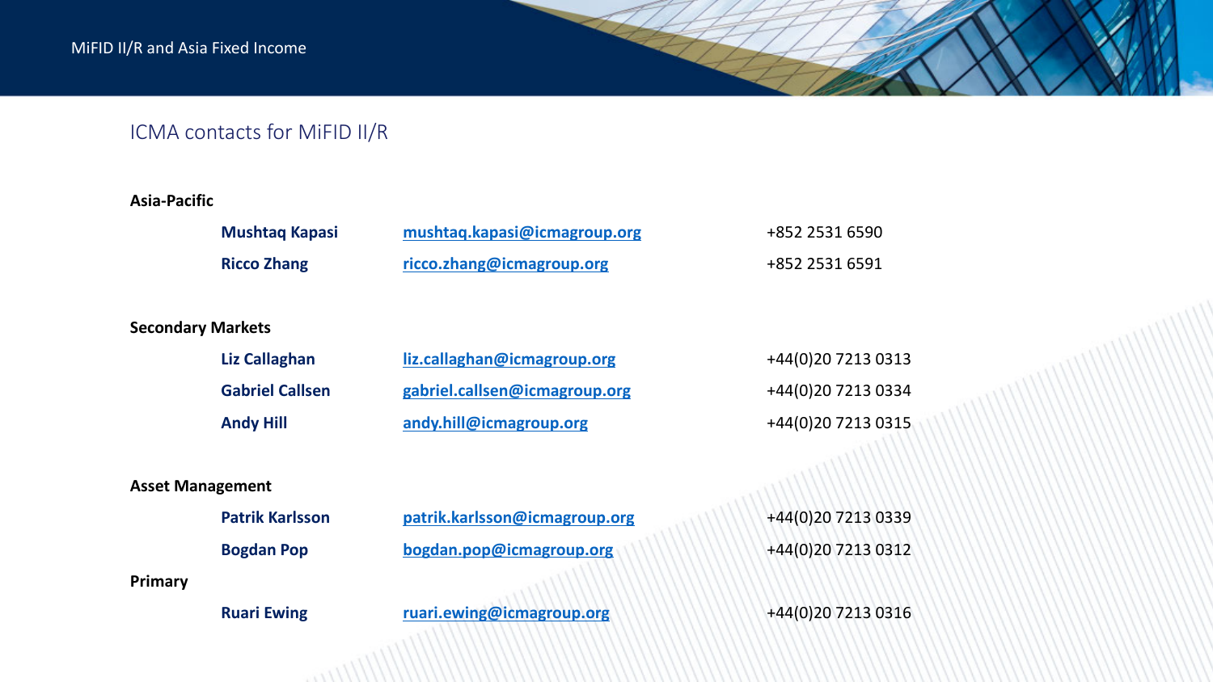# ICMA contacts for MiFID II/R

**Asia-Pacific**

| | | |
|---|---|---|
| **Mushtaq Kapasi** | mushtaq.kapasi@icmagroup.org | +852 2531 6590 |
| **Ricco Zhang** | ricco.zhang@icmagroup.org | +852 2531 6591 |

**Secondary Markets**

| | | |
|---|---|---|
| **Liz Callaghan** | liz.callaghan@icmagroup.org | +44(0)20 7213 0313 |
| **Gabriel Callsen** | gabriel.callsen@icmagroup.org | +44(0)20 7213 0334 |
| **Andy Hill** | andy.hill@icmagroup.org | +44(0)20 7213 0315 |

**Asset Management**

| | | |
|---|---|---|
| **Patrik Karlsson** | patrik.karlsson@icmagroup.org | +44(0)20 7213 0339 |
| **Bogdan Pop** | bogdan.pop@icmagroup.org | +44(0)20 7213 0312 |

**Primary**

| | | |
|---|---|---|
| **Ruari Ewing** | ruari.ewing@icmagroup.org | +44(0)20 7213 0316 |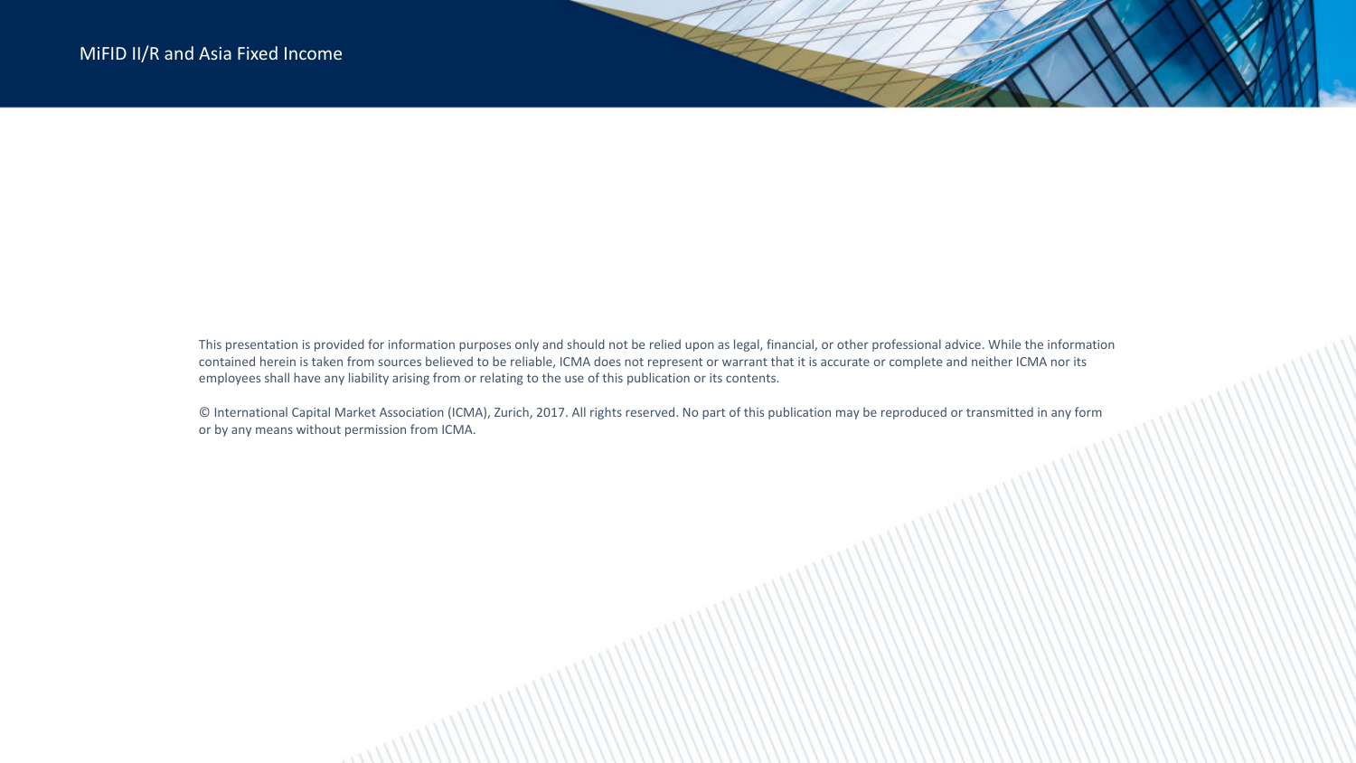This presentation is provided for information purposes only and should not be relied upon as legal, financial, or other professional advice. While the information contained herein is taken from sources believed to be reliable, ICMA does not represent or warrant that it is accurate or complete and neither ICMA nor its employees shall have any liability arising from or relating to the use of this publication or its contents.

© International Capital Market Association (ICMA), Zurich, 2017. All rights reserved. No part of this publication may be reproduced or transmitted in any form or by any means without permission from ICMA.